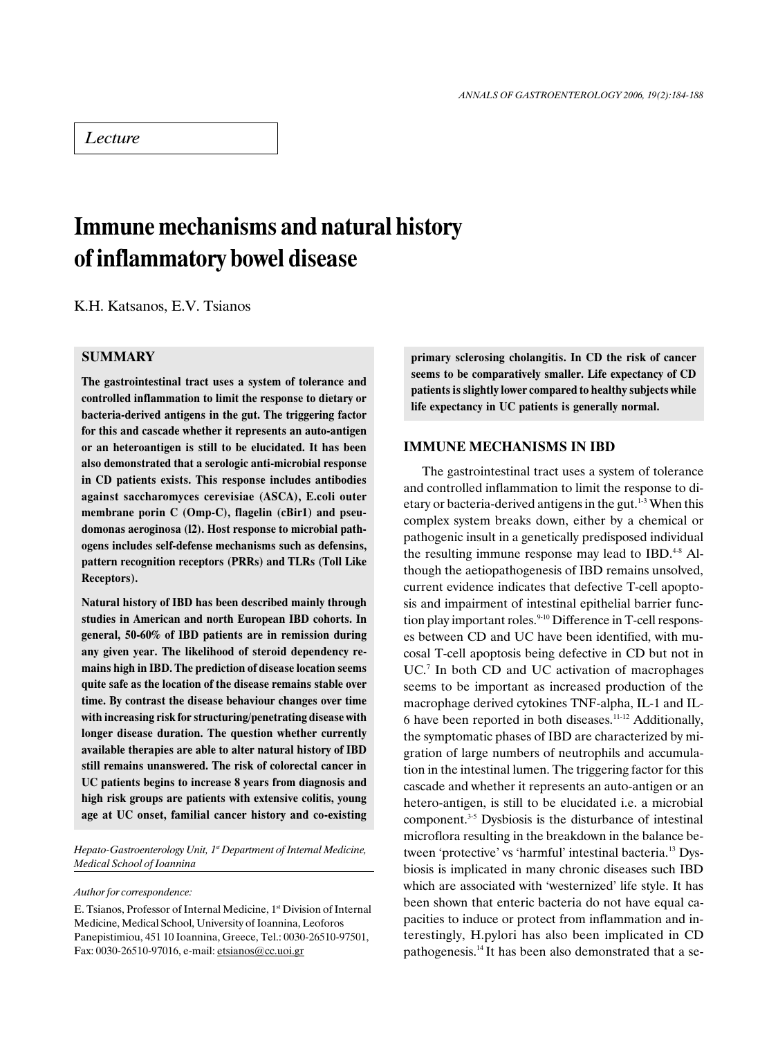*Lecture*

# Immune mechanisms and natural history of inflammatory bowel disease

K.H. Katsanos, E.V. Tsianos

## SUMMARY

**The gastrointestinal tract uses a system of tolerance and controlled inflammation to limit the response to dietary or bacteria-derived antigens in the gut. The triggering factor for this and cascade whether it represents an auto-antigen or an heteroantigen is still to be elucidated. It has been also demonstrated that a serologic anti-microbial response in CD patients exists. This response includes antibodies against saccharomyces cerevisiae (ASCA), E.coli outer membrane porin C (Omp-C), flagelin (cBir1) and pseudomonas aeroginosa (I2). Host response to microbial pathogens includes self-defense mechanisms such as defensins, pattern recognition receptors (PRRs) and TLRs (Toll Like Receptors).**

**Natural history of IBD has been described mainly through studies in American and north European IBD cohorts. In general, 50-60% of IBD patients are in remission during any given year. The likelihood of steroid dependency remains high in IBD. The prediction of disease location seems quite safe as the location of the disease remains stable over time. By contrast the disease behaviour changes over time with increasing risk for structuring/penetrating disease with longer disease duration. The question whether currently available therapies are able to alter natural history of IBD still remains unanswered. The risk of colorectal cancer in UC patients begins to increase 8 years from diagnosis and high risk groups are patients with extensive colitis, young age at UC onset, familial cancer history and co-existing primary sclerosing cholangitis. In CD the risk of cancer seems to be comparatively smaller. Life expectancy of CD patients is slightly lower compared to healthy subjects while life expectancy in UC patients is generally normal.**

*Hepato-Gastroenterology Unit, 1st Department of Internal Medicine, Medical School of Ioannina*

*Author for correspondence:*

E. Tsianos, Professor of Internal Medicine, 1st Division of Internal Medicine, Medical School, University of Ioannina, Leoforos Panepistimiou, 451 10 Ioannina, Greece, Tel.: 0030-26510-97501, Fax: 0030-26510-97016, e-mail: etsianos@cc.uoi.gr

## IMMUNE MECHANISMS IN IBD

The gastrointestinal tract uses a system of tolerance and controlled inflammation to limit the response to dietary or bacteria-derived antigens in the gut.[1-3] When this complex system breaks down, either by a chemical or pathogenic insult in a genetically predisposed individual the resulting immune response may lead to IBD.[4-8] Although the aetiopathogenesis of IBD remains unsolved, current evidence indicates that defective T-cell apoptosis and impairment of intestinal epithelial barrier function play important roles.[9-10] Difference in T-cell responses between CD and UC have been identified, with mucosal T-cell apoptosis being defective in CD but not in UC.[7] In both CD and UC activation of macrophages seems to be important as increased production of the macrophage derived cytokines TNF-alpha, IL-1 and IL-6 have been reported in both diseases.[11-12] Additionally, the symptomatic phases of IBD are characterized by migration of large numbers of neutrophils and accumulation in the intestinal lumen. The triggering factor for this cascade and whether it represents an auto-antigen or an hetero-antigen, is still to be elucidated i.e. a microbial component.[3-5] Dysbiosis is the disturbance of intestinal microflora resulting in the breakdown in the balance between 'protective' vs 'harmful' intestinal bacteria.[13] Dysbiosis is implicated in many chronic diseases such IBD which are associated with 'westernized' life style. It has been shown that enteric bacteria do not have equal capacities to induce or protect from inflammation and interestingly, H.pylori has also been implicated in CD pathogenesis.[14] It has been also demonstrated that a se-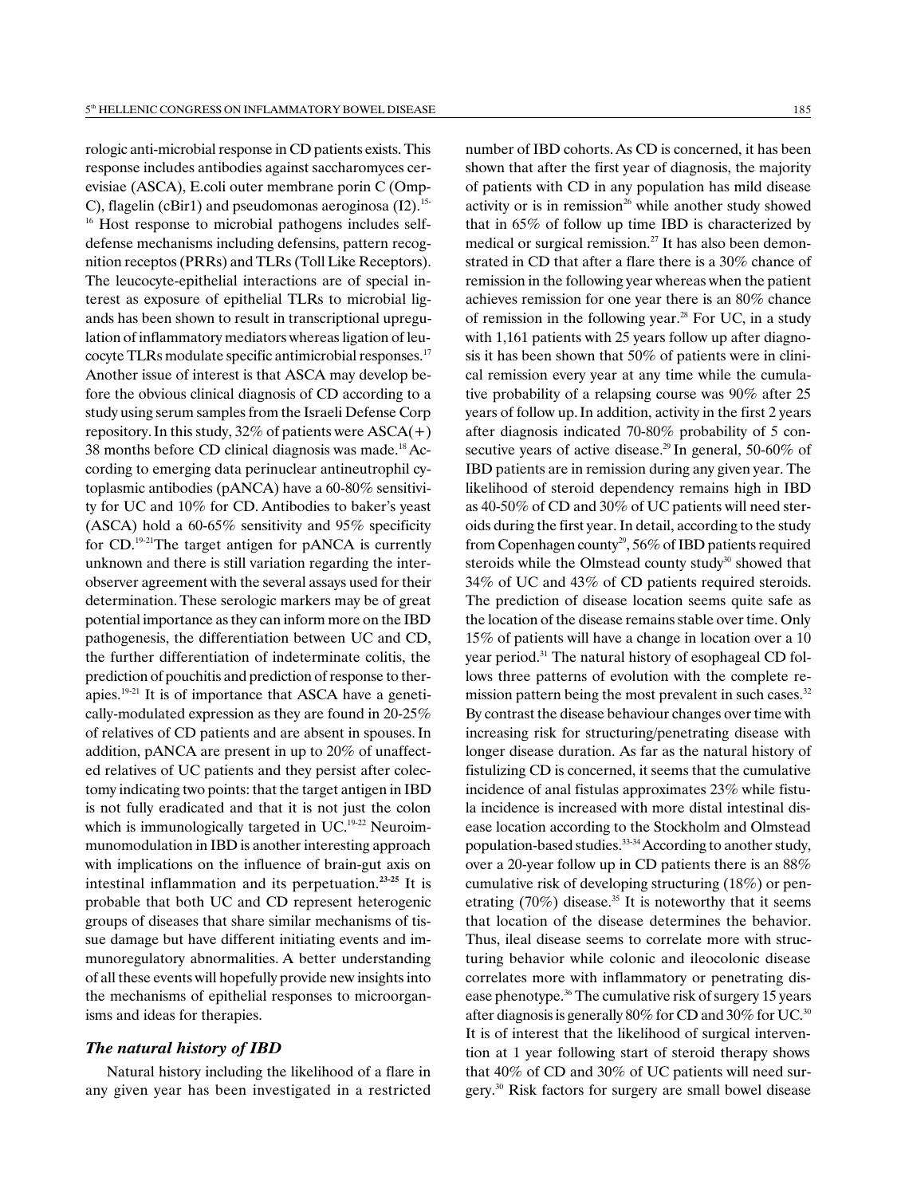rologic anti-microbial response in CD patients exists. This response includes antibodies against saccharomyces cerevisiae (ASCA), E.coli outer membrane porin C (Omp-C), flagelin (cBir1) and pseudomonas aeroginosa (I2).[15-16] Host response to microbial pathogens includes self-defense mechanisms including defensins, pattern recognition receptos (PRRs) and TLRs (Toll Like Receptors). The leucocyte-epithelial interactions are of special interest as exposure of epithelial TLRs to microbial ligands has been shown to result in transcriptional upregulation of inflammatory mediators whereas ligation of leucocyte TLRs modulate specific antimicrobial responses.[17] Another issue of interest is that ASCA may develop before the obvious clinical diagnosis of CD according to a study using serum samples from the Israeli Defense Corp repository. In this study, 32% of patients were ASCA(+) 38 months before CD clinical diagnosis was made.[18] According to emerging data perinuclear antineutrophil cytoplasmic antibodies (pANCA) have a 60-80% sensitivity for UC and 10% for CD. Antibodies to baker's yeast (ASCA) hold a 60-65% sensitivity and 95% specificity for CD.[19-21] The target antigen for pANCA is currently unknown and there is still variation regarding the interobserver agreement with the several assays used for their determination. These serologic markers may be of great potential importance as they can inform more on the IBD pathogenesis, the differentiation between UC and CD, the further differentiation of indeterminate colitis, the prediction of pouchitis and prediction of response to therapies.[19-21] It is of importance that ASCA have a genetically-modulated expression as they are found in 20-25% of relatives of CD patients and are absent in spouses. In addition, pANCA are present in up to 20% of unaffected relatives of UC patients and they persist after colectomy indicating two points: that the target antigen in IBD is not fully eradicated and that it is not just the colon which is immunologically targeted in UC.[19-22] Neuroimmunomodulation in IBD is another interesting approach with implications on the influence of brain-gut axis on intestinal inflammation and its perpetuation.[23-25] It is probable that both UC and CD represent heterogenic groups of diseases that share similar mechanisms of tissue damage but have different initiating events and immunoregulatory abnormalities. A better understanding of all these events will hopefully provide new insights into the mechanisms of epithelial responses to microorganisms and ideas for therapies.

### *The natural history of IBD*

Natural history including the likelihood of a flare in any given year has been investigated in a restricted number of IBD cohorts. As CD is concerned, it has been shown that after the first year of diagnosis, the majority of patients with CD in any population has mild disease activity or is in remission[26] while another study showed that in 65% of follow up time IBD is characterized by medical or surgical remission.[27] It has also been demonstrated in CD that after a flare there is a 30% chance of remission in the following year whereas when the patient achieves remission for one year there is an 80% chance of remission in the following year.[28] For UC, in a study with 1,161 patients with 25 years follow up after diagnosis it has been shown that 50% of patients were in clinical remission every year at any time while the cumulative probability of a relapsing course was 90% after 25 years of follow up. In addition, activity in the first 2 years after diagnosis indicated 70-80% probability of 5 consecutive years of active disease.[29] In general, 50-60% of IBD patients are in remission during any given year. The likelihood of steroid dependency remains high in IBD as 40-50% of CD and 30% of UC patients will need steroids during the first year. In detail, according to the study from Copenhagen county[29], 56% of IBD patients required steroids while the Olmstead county study[30] showed that 34% of UC and 43% of CD patients required steroids. The prediction of disease location seems quite safe as the location of the disease remains stable over time. Only 15% of patients will have a change in location over a 10 year period.[31] The natural history of esophageal CD follows three patterns of evolution with the complete remission pattern being the most prevalent in such cases.[32] By contrast the disease behaviour changes over time with increasing risk for structuring/penetrating disease with longer disease duration. As far as the natural history of fistulizing CD is concerned, it seems that the cumulative incidence of anal fistulas approximates 23% while fistula incidence is increased with more distal intestinal disease location according to the Stockholm and Olmstead population-based studies.[33-34] According to another study, over a 20-year follow up in CD patients there is an 88% cumulative risk of developing structuring (18%) or penetrating (70%) disease.[35] It is noteworthy that it seems that location of the disease determines the behavior. Thus, ileal disease seems to correlate more with structuring behavior while colonic and ileocolonic disease correlates more with inflammatory or penetrating disease phenotype.[36] The cumulative risk of surgery 15 years after diagnosis is generally 80% for CD and 30% for UC.[30] It is of interest that the likelihood of surgical intervention at 1 year following start of steroid therapy shows that 40% of CD and 30% of UC patients will need surgery.[30] Risk factors for surgery are small bowel disease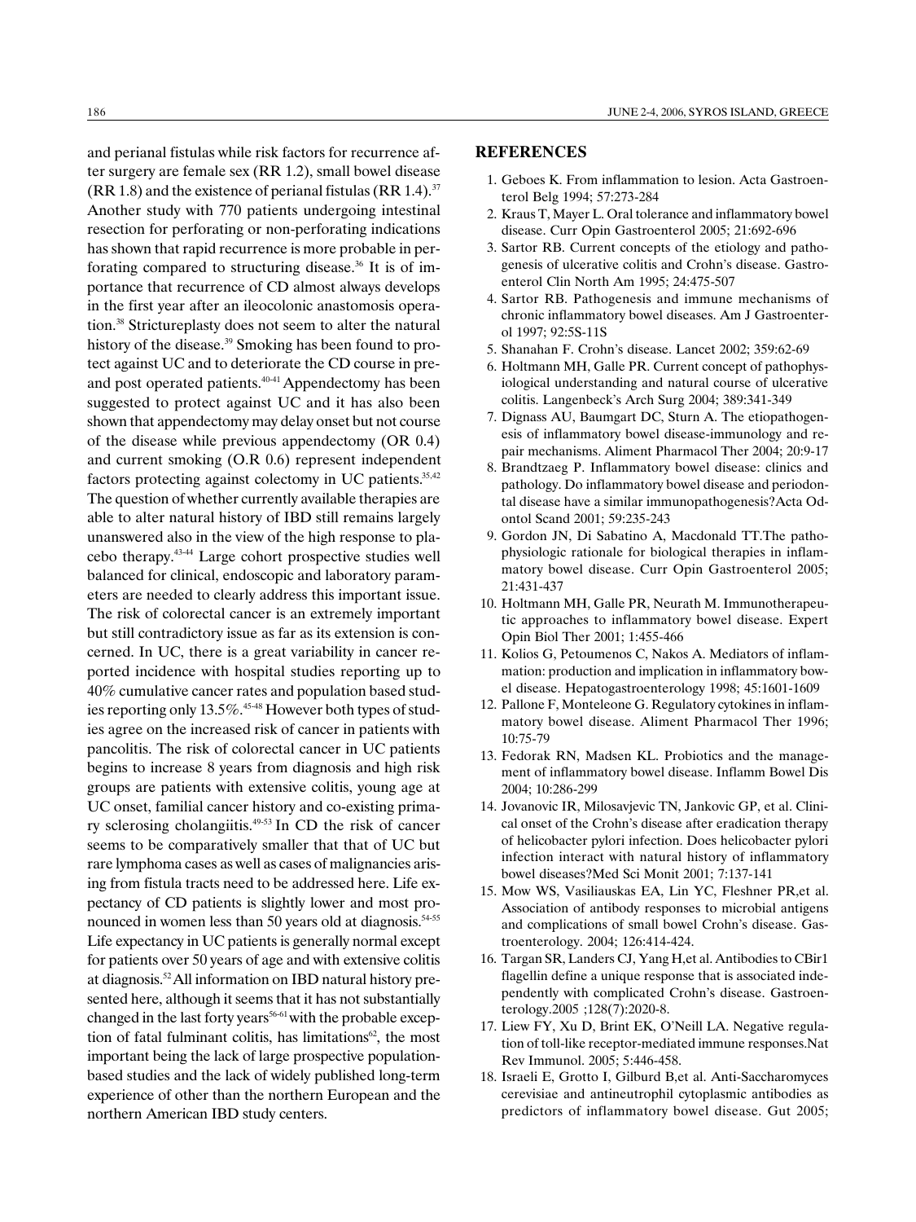and perianal fistulas while risk factors for recurrence after surgery are female sex (RR 1.2), small bowel disease (RR 1.8) and the existence of perianal fistulas (RR 1.4).[37] Another study with 770 patients undergoing intestinal resection for perforating or non-perforating indications has shown that rapid recurrence is more probable in perforating compared to structuring disease.[36] It is of importance that recurrence of CD almost always develops in the first year after an ileocolonic anastomosis operation.[38] Strictureplasty does not seem to alter the natural history of the disease.[39] Smoking has been found to protect against UC and to deteriorate the CD course in pre- and post operated patients.[40-41] Appendectomy has been suggested to protect against UC and it has also been shown that appendectomy may delay onset but not course of the disease while previous appendectomy (OR 0.4) and current smoking (O.R 0.6) represent independent factors protecting against colectomy in UC patients.[35,42] The question of whether currently available therapies are able to alter natural history of IBD still remains largely unanswered also in the view of the high response to placebo therapy.[43-44] Large cohort prospective studies well balanced for clinical, endoscopic and laboratory parameters are needed to clearly address this important issue. The risk of colorectal cancer is an extremely important but still contradictory issue as far as its extension is concerned. In UC, there is a great variability in cancer reported incidence with hospital studies reporting up to 40% cumulative cancer rates and population based studies reporting only 13.5%.[45-48] However both types of studies agree on the increased risk of cancer in patients with pancolitis. The risk of colorectal cancer in UC patients begins to increase 8 years from diagnosis and high risk groups are patients with extensive colitis, young age at UC onset, familial cancer history and co-existing primary sclerosing cholangiitis.[49-53] In CD the risk of cancer seems to be comparatively smaller that that of UC but rare lymphoma cases as well as cases of malignancies arising from fistula tracts need to be addressed here. Life expectancy of CD patients is slightly lower and most pronounced in women less than 50 years old at diagnosis.[54-55] Life expectancy in UC patients is generally normal except for patients over 50 years of age and with extensive colitis at diagnosis.[52] All information on IBD natural history presented here, although it seems that it has not substantially changed in the last forty years[56-61] with the probable exception of fatal fulminant colitis, has limitations[62], the most important being the lack of large prospective population-based studies and the lack of widely published long-term experience of other than the northern European and the northern American IBD study centers.

## REFERENCES

1. Geboes K. From inflammation to lesion. Acta Gastroenterol Belg 1994; 57:273-284
2. Kraus T, Mayer L. Oral tolerance and inflammatory bowel disease. Curr Opin Gastroenterol 2005; 21:692-696
3. Sartor RB. Current concepts of the etiology and pathogenesis of ulcerative colitis and Crohn's disease. Gastroenterol Clin North Am 1995; 24:475-507
4. Sartor RB. Pathogenesis and immune mechanisms of chronic inflammatory bowel diseases. Am J Gastroenterol 1997; 92:5S-11S
5. Shanahan F. Crohn's disease. Lancet 2002; 359:62-69
6. Holtmann MH, Galle PR. Current concept of pathophysiological understanding and natural course of ulcerative colitis. Langenbeck's Arch Surg 2004; 389:341-349
7. Dignass AU, Baumgart DC, Sturn A. The etiopathogenesis of inflammatory bowel disease-immunology and repair mechanisms. Aliment Pharmacol Ther 2004; 20:9-17
8. Brandtzaeg P. Inflammatory bowel disease: clinics and pathology. Do inflammatory bowel disease and periodontal disease have a similar immunopathogenesis?Acta Odontol Scand 2001; 59:235-243
9. Gordon JN, Di Sabatino A, Macdonald TT.The pathophysiologic rationale for biological therapies in inflammatory bowel disease. Curr Opin Gastroenterol 2005; 21:431-437
10. Holtmann MH, Galle PR, Neurath M. Immunotherapeutic approaches to inflammatory bowel disease. Expert Opin Biol Ther 2001; 1:455-466
11. Kolios G, Petoumenos C, Nakos A. Mediators of inflammation: production and implication in inflammatory bowel disease. Hepatogastroenterology 1998; 45:1601-1609
12. Pallone F, Monteleone G. Regulatory cytokines in inflammatory bowel disease. Aliment Pharmacol Ther 1996; 10:75-79
13. Fedorak RN, Madsen KL. Probiotics and the management of inflammatory bowel disease. Inflamm Bowel Dis 2004; 10:286-299
14. Jovanovic IR, Milosavjevic TN, Jankovic GP, et al. Clinical onset of the Crohn's disease after eradication therapy of helicobacter pylori infection. Does helicobacter pylori infection interact with natural history of inflammatory bowel diseases?Med Sci Monit 2001; 7:137-141
15. Mow WS, Vasiliauskas EA, Lin YC, Fleshner PR,et al. Association of antibody responses to microbial antigens and complications of small bowel Crohn's disease. Gastroenterology. 2004; 126:414-424.
16. Targan SR, Landers CJ, Yang H,et al. Antibodies to CBir1 flagellin define a unique response that is associated independently with complicated Crohn's disease. Gastroenterology.2005 ;128(7):2020-8.
17. Liew FY, Xu D, Brint EK, O'Neill LA. Negative regulation of toll-like receptor-mediated immune responses.Nat Rev Immunol. 2005; 5:446-458.
18. Israeli E, Grotto I, Gilburd B,et al. Anti-Saccharomyces cerevisiae and antineutrophil cytoplasmic antibodies as predictors of inflammatory bowel disease. Gut 2005;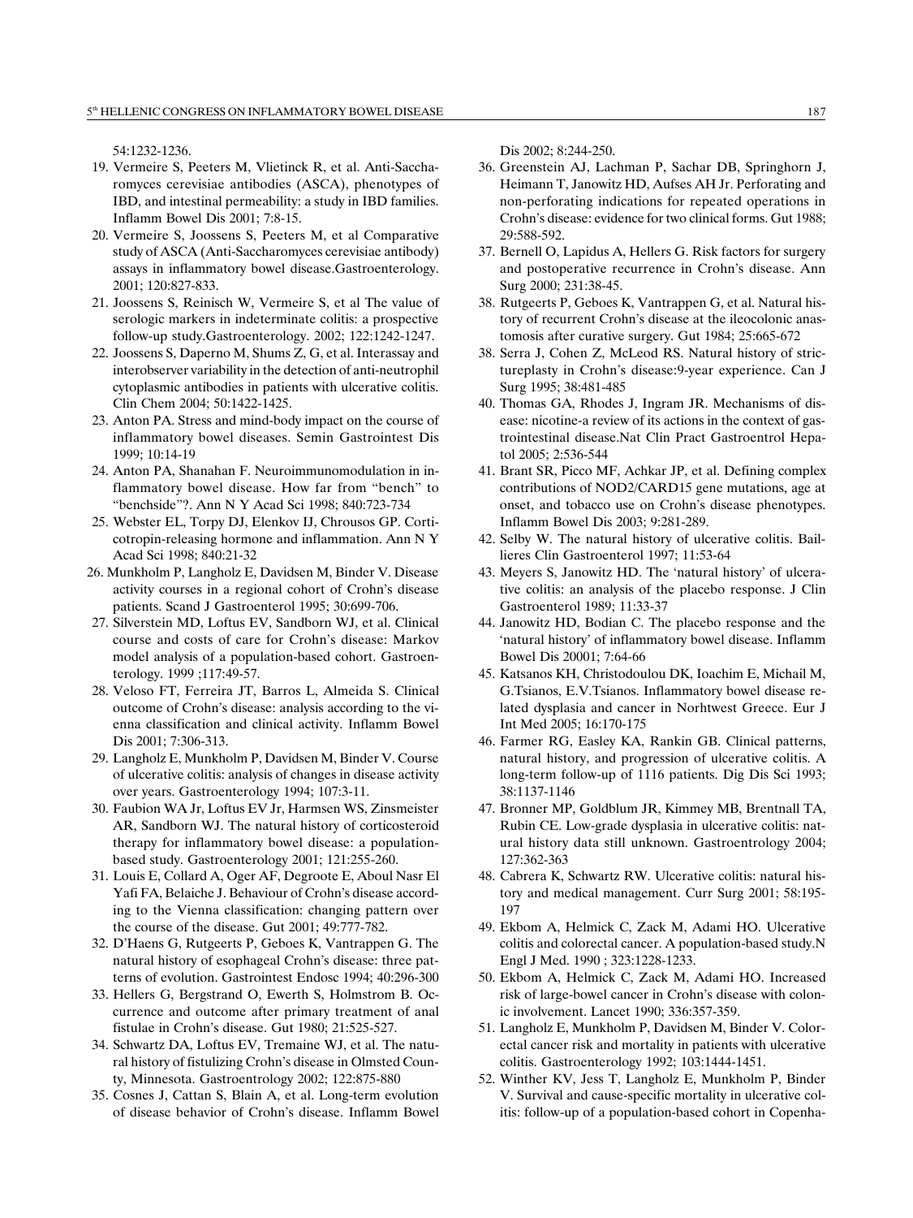54:1232-1236.

19. Vermeire S, Peeters M, Vlietinck R, et al. Anti-Saccharomyces cerevisiae antibodies (ASCA), phenotypes of IBD, and intestinal permeability: a study in IBD families. Inflamm Bowel Dis 2001; 7:8-15.
20. Vermeire S, Joossens S, Peeters M, et al Comparative study of ASCA (Anti-Saccharomyces cerevisiae antibody) assays in inflammatory bowel disease.Gastroenterology. 2001; 120:827-833.
21. Joossens S, Reinisch W, Vermeire S, et al The value of serologic markers in indeterminate colitis: a prospective follow-up study.Gastroenterology. 2002; 122:1242-1247.
22. Joossens S, Daperno M, Shums Z, G, et al. Interassay and interobserver variability in the detection of anti-neutrophil cytoplasmic antibodies in patients with ulcerative colitis. Clin Chem 2004; 50:1422-1425.
23. Anton PA. Stress and mind-body impact on the course of inflammatory bowel diseases. Semin Gastrointest Dis 1999; 10:14-19
24. Anton PA, Shanahan F. Neuroimmunomodulation in inflammatory bowel disease. How far from "bench" to "benchside"?. Ann N Y Acad Sci 1998; 840:723-734
25. Webster EL, Torpy DJ, Elenkov IJ, Chrousos GP. Corticotropin-releasing hormone and inflammation. Ann N Y Acad Sci 1998; 840:21-32
26. Munkholm P, Langholz E, Davidsen M, Binder V. Disease activity courses in a regional cohort of Crohn's disease patients. Scand J Gastroenterol 1995; 30:699-706.
27. Silverstein MD, Loftus EV, Sandborn WJ, et al. Clinical course and costs of care for Crohn's disease: Markov model analysis of a population-based cohort. Gastroenterology. 1999 ;117:49-57.
28. Veloso FT, Ferreira JT, Barros L, Almeida S. Clinical outcome of Crohn's disease: analysis according to the vienna classification and clinical activity. Inflamm Bowel Dis 2001; 7:306-313.
29. Langholz E, Munkholm P, Davidsen M, Binder V. Course of ulcerative colitis: analysis of changes in disease activity over years. Gastroenterology 1994; 107:3-11.
30. Faubion WA Jr, Loftus EV Jr, Harmsen WS, Zinsmeister AR, Sandborn WJ. The natural history of corticosteroid therapy for inflammatory bowel disease: a population-based study. Gastroenterology 2001; 121:255-260.
31. Louis E, Collard A, Oger AF, Degroote E, Aboul Nasr El Yafi FA, Belaiche J. Behaviour of Crohn's disease according to the Vienna classification: changing pattern over the course of the disease. Gut 2001; 49:777-782.
32. D'Haens G, Rutgeerts P, Geboes K, Vantrappen G. The natural history of esophageal Crohn's disease: three patterns of evolution. Gastrointest Endosc 1994; 40:296-300
33. Hellers G, Bergstrand O, Ewerth S, Holmstrom B. Occurrence and outcome after primary treatment of anal fistulae in Crohn's disease. Gut 1980; 21:525-527.
34. Schwartz DA, Loftus EV, Tremaine WJ, et al. The natural history of fistulizing Crohn's disease in Olmsted County, Minnesota. Gastroentrology 2002; 122:875-880
35. Cosnes J, Cattan S, Blain A, et al. Long-term evolution of disease behavior of Crohn's disease. Inflamm Bowel Dis 2002; 8:244-250.
36. Greenstein AJ, Lachman P, Sachar DB, Springhorn J, Heimann T, Janowitz HD, Aufses AH Jr. Perforating and non-perforating indications for repeated operations in Crohn's disease: evidence for two clinical forms. Gut 1988; 29:588-592.
37. Bernell O, Lapidus A, Hellers G. Risk factors for surgery and postoperative recurrence in Crohn's disease. Ann Surg 2000; 231:38-45.
38. Rutgeerts P, Geboes K, Vantrappen G, et al. Natural history of recurrent Crohn's disease at the ileocolonic anastomosis after curative surgery. Gut 1984; 25:665-672
38. Serra J, Cohen Z, McLeod RS. Natural history of strictureplasty in Crohn's disease:9-year experience. Can J Surg 1995; 38:481-485
40. Thomas GA, Rhodes J, Ingram JR. Mechanisms of disease: nicotine-a review of its actions in the context of gastrointestinal disease.Nat Clin Pract Gastroentrol Hepatol 2005; 2:536-544
41. Brant SR, Picco MF, Achkar JP, et al. Defining complex contributions of NOD2/CARD15 gene mutations, age at onset, and tobacco use on Crohn's disease phenotypes. Inflamm Bowel Dis 2003; 9:281-289.
42. Selby W. The natural history of ulcerative colitis. Baillieres Clin Gastroenterol 1997; 11:53-64
43. Meyers S, Janowitz HD. The 'natural history' of ulcerative colitis: an analysis of the placebo response. J Clin Gastroenterol 1989; 11:33-37
44. Janowitz HD, Bodian C. The placebo response and the 'natural history' of inflammatory bowel disease. Inflamm Bowel Dis 20001; 7:64-66
45. Katsanos KH, Christodoulou DK, Ioachim E, Michail M, G.Tsianos, E.V.Tsianos. Inflammatory bowel disease related dysplasia and cancer in Norhtwest Greece. Eur J Int Med 2005; 16:170-175
46. Farmer RG, Easley KA, Rankin GB. Clinical patterns, natural history, and progression of ulcerative colitis. A long-term follow-up of 1116 patients. Dig Dis Sci 1993; 38:1137-1146
47. Bronner MP, Goldblum JR, Kimmey MB, Brentnall TA, Rubin CE. Low-grade dysplasia in ulcerative colitis: natural history data still unknown. Gastroentrology 2004; 127:362-363
48. Cabrera K, Schwartz RW. Ulcerative colitis: natural history and medical management. Curr Surg 2001; 58:195-197
49. Ekbom A, Helmick C, Zack M, Adami HO. Ulcerative colitis and colorectal cancer. A population-based study.N Engl J Med. 1990 ; 323:1228-1233.
50. Ekbom A, Helmick C, Zack M, Adami HO. Increased risk of large-bowel cancer in Crohn's disease with colonic involvement. Lancet 1990; 336:357-359.
51. Langholz E, Munkholm P, Davidsen M, Binder V. Colorectal cancer risk and mortality in patients with ulcerative colitis. Gastroenterology 1992; 103:1444-1451.
52. Winther KV, Jess T, Langholz E, Munkholm P, Binder V. Survival and cause-specific mortality in ulcerative colitis: follow-up of a population-based cohort in Copenha-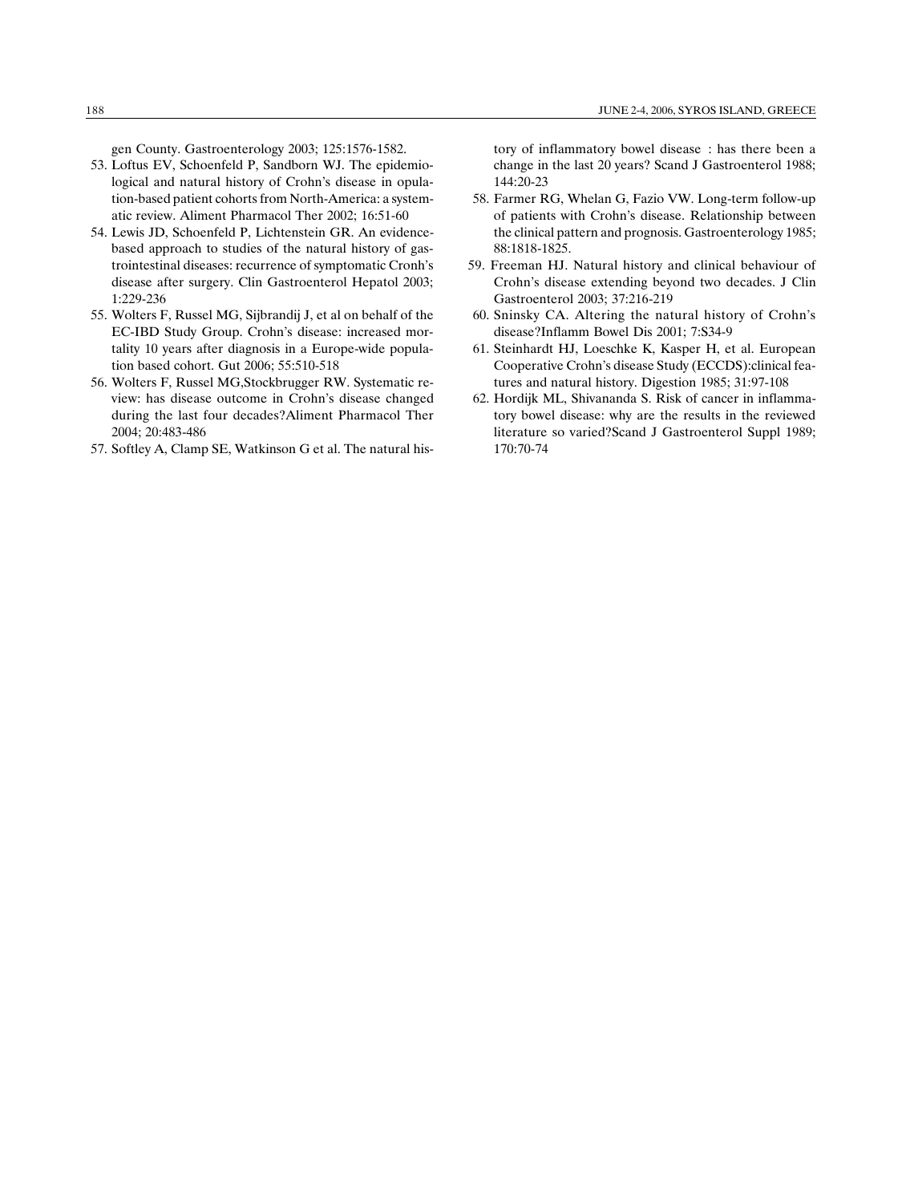gen County. Gastroenterology 2003; 125:1576-1582.

53. Loftus EV, Schoenfeld P, Sandborn WJ. The epidemiological and natural history of Crohn's disease in opulation-based patient cohorts from North-America: a systematic review. Aliment Pharmacol Ther 2002; 16:51-60
54. Lewis JD, Schoenfeld P, Lichtenstein GR. An evidence-based approach to studies of the natural history of gastrointestinal diseases: recurrence of symptomatic Cronh's disease after surgery. Clin Gastroenterol Hepatol 2003; 1:229-236
55. Wolters F, Russel MG, Sijbrandij J, et al on behalf of the EC-IBD Study Group. Crohn's disease: increased mortality 10 years after diagnosis in a Europe-wide population based cohort. Gut 2006; 55:510-518
56. Wolters F, Russel MG,Stockbrugger RW. Systematic review: has disease outcome in Crohn's disease changed during the last four decades?Aliment Pharmacol Ther 2004; 20:483-486
57. Softley A, Clamp SE, Watkinson G et al. The natural history of inflammatory bowel disease : has there been a change in the last 20 years? Scand J Gastroenterol 1988; 144:20-23
58. Farmer RG, Whelan G, Fazio VW. Long-term follow-up of patients with Crohn's disease. Relationship between the clinical pattern and prognosis. Gastroenterology 1985; 88:1818-1825.
59. Freeman HJ. Natural history and clinical behaviour of Crohn's disease extending beyond two decades. J Clin Gastroenterol 2003; 37:216-219
60. Sninsky CA. Altering the natural history of Crohn's disease?Inflamm Bowel Dis 2001; 7:S34-9
61. Steinhardt HJ, Loeschke K, Kasper H, et al. European Cooperative Crohn's disease Study (ECCDS):clinical features and natural history. Digestion 1985; 31:97-108
62. Hordijk ML, Shivananda S. Risk of cancer in inflammatory bowel disease: why are the results in the reviewed literature so varied?Scand J Gastroenterol Suppl 1989; 170:70-74